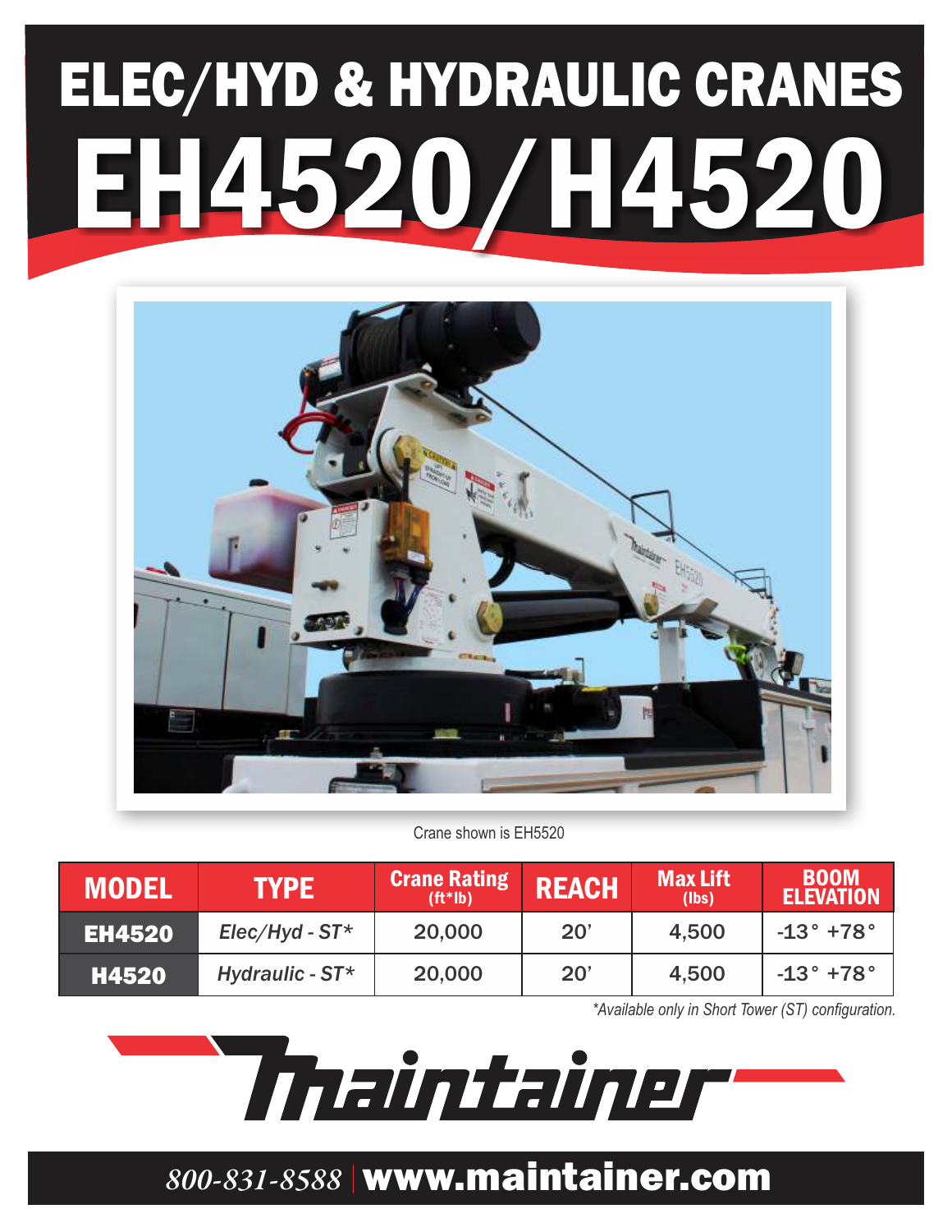# ELEC/HYD & HYDRAULIC CRANES

# EH4520/H4520

Crane shown is EH5520

| MODEL | TYPE | Crane Rating (ft*lb) | REACH | Max Lift (lbs) | BOOM ELEVATION |
|---|---|---|---|---|---|
| EH4520 | *Elec/Hyd - ST** | 20,000 | 20' | 4,500 | -13° +78° |
| H4520 | *Hydraulic - ST** | 20,000 | 20' | 4,500 | -13° +78° |

*\*Available only in Short Tower (ST) configuration.*

Maintainer

*800-831-8588* | **www.maintainer.com**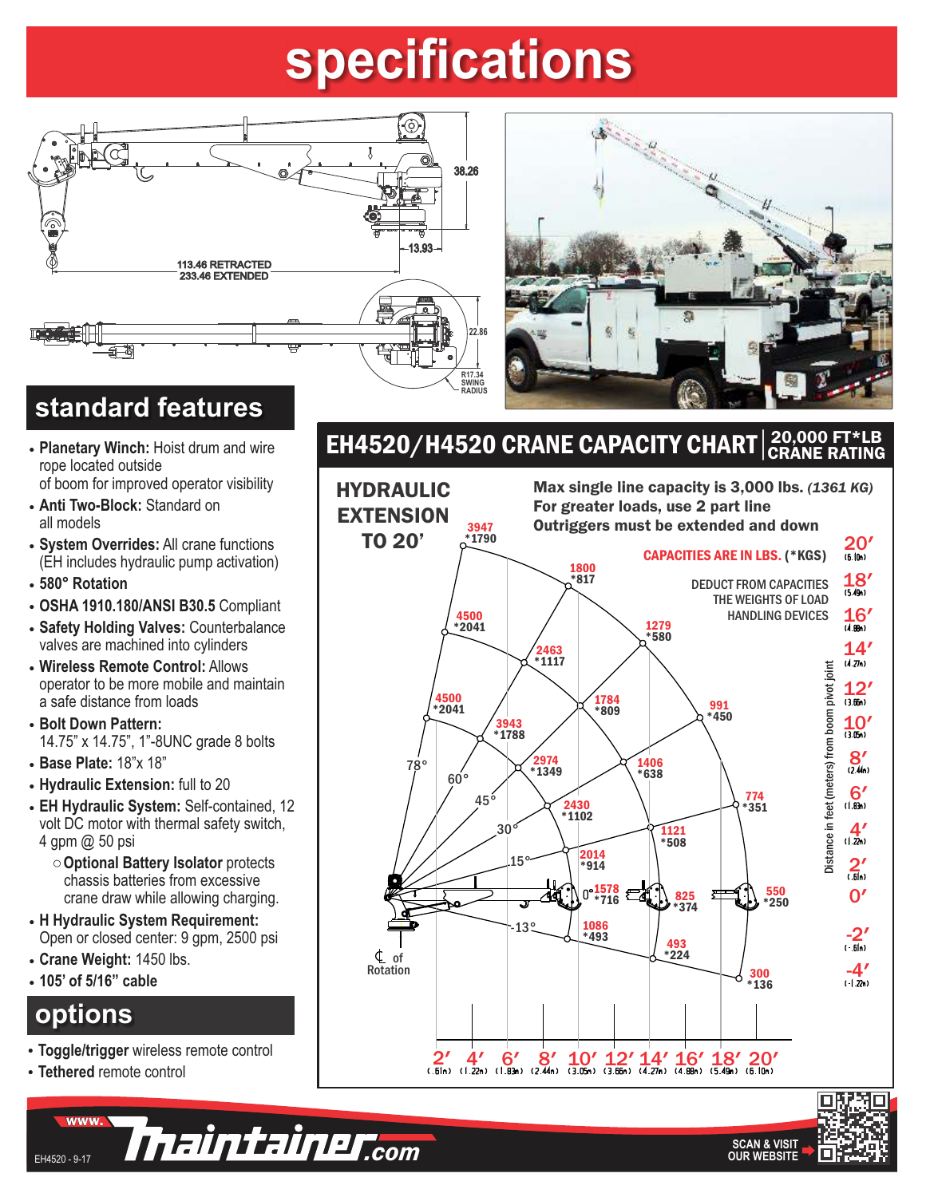# specifications

38.26

13.93

113.46 RETRACTED
233.46 EXTENDED

22.86

R17.34
SWING
RADIUS

## standard features

- **Planetary Winch:** Hoist drum and wire rope located outside of boom for improved operator visibility
- **Anti Two-Block:** Standard on all models
- **System Overrides:** All crane functions (EH includes hydraulic pump activation)
- **580° Rotation**
- **OSHA 1910.180/ANSI B30.5** Compliant
- **Safety Holding Valves:** Counterbalance valves are machined into cylinders
- **Wireless Remote Control:** Allows operator to be more mobile and maintain a safe distance from loads
- **Bolt Down Pattern:** 14.75" x 14.75", 1"-8UNC grade 8 bolts
- **Base Plate:** 18"x 18"
- **Hydraulic Extension:** full to 20
- **EH Hydraulic System:** Self-contained, 12 volt DC motor with thermal safety switch, 4 gpm @ 50 psi
  - **Optional Battery Isolator** protects chassis batteries from excessive crane draw while allowing charging.
- **H Hydraulic System Requirement:** Open or closed center: 9 gpm, 2500 psi
- **Crane Weight:** 1450 lbs.
- **105' of 5/16" cable**

## options

- **Toggle/trigger** wireless remote control
- **Tethered** remote control

## EH4520/H4520 CRANE CAPACITY CHART | 20,000 FT*LB CRANE RATING

HYDRAULIC EXTENSION TO 20'

Max single line capacity is 3,000 lbs. *(1361 KG)*
For greater loads, use 2 part line
Outriggers must be extended and down

CAPACITIES ARE IN LBS. (*KGS)

DEDUCT FROM CAPACITIES THE WEIGHTS OF LOAD HANDLING DEVICES

3947 *1790
1800 *817
4500 *2041
1279 *580
2463 *1117
4500 *2041
1784 *809
991 *450
3943 *1788
2974 *1349
1406 *638
2430 *1102
774 *351
1121 *508
2014 *914
1578 *716
825 *374
550 *250
1086 *493
493 *224
300 *136

78°
60°
45°
30°
15°
0°
-13°

℄ of Rotation

Distance in feet (meters) from boom pivot joint

20' (6.10m)
18' (5.49m)
16' (4.88m)
14' (4.27m)
12' (3.66m)
10' (3.05m)
8' (2.44m)
6' (1.83m)
4' (1.22m)
2' (.61m)
0'
-2' (-.61m)
-4' (-1.22m)

2' (.61m) 4' (1.22m) 6' (1.83m) 8' (2.44m) 10' (3.05m) 12' (3.66m) 14' (4.27m) 16' (4.88m) 18' (5.49m) 20' (6.10m)

www.maintainer.com

SCAN & VISIT OUR WEBSITE

EH4520 - 9-17